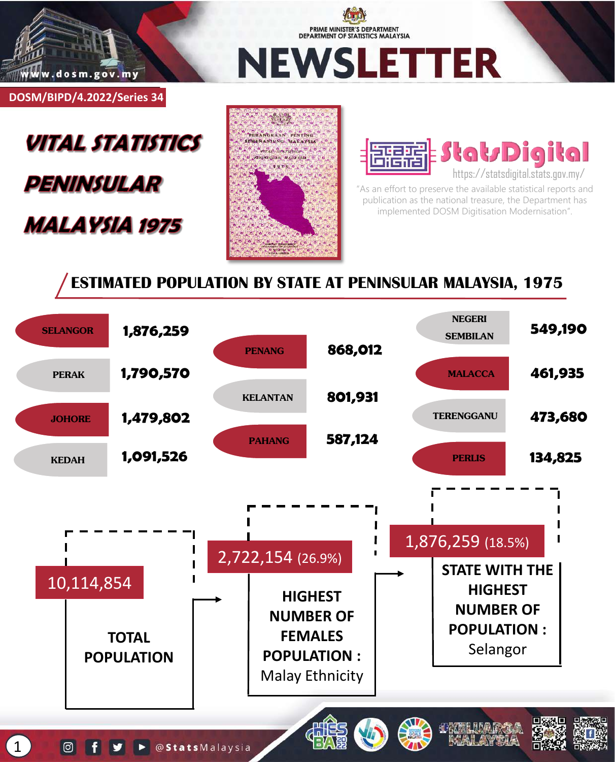PRIME MINISTER'S DEPARTMENT
DEPARTMENT OF STATISTICS MALAYSIA

# NEWSLETTER

www.dosm.gov.my

DOSM/BIPD/4.2022/Series 34

## VITAL STATISTICS PENINSULAR MALAYSIA 1975

**StatsDigital**
https://statsdigital.stats.gov.my/

"As an effort to preserve the available statistical reports and publication as the national treasure, the Department has implemented DOSM Digitisation Modernisation".

## ESTIMATED POPULATION BY STATE AT PENINSULAR MALAYSIA, 1975

| State | Population |
| --- | --- |
| SELANGOR | 1,876,259 |
| PERAK | 1,790,570 |
| JOHORE | 1,479,802 |
| KEDAH | 1,091,526 |
| PENANG | 868,012 |
| KELANTAN | 801,931 |
| PAHANG | 587,124 |
| NEGERI SEMBILAN | 549,190 |
| MALACCA | 461,935 |
| TERENGGANU | 473,680 |
| PERLIS | 134,825 |

**10,114,854**
**TOTAL POPULATION**

**2,722,154** (26.9%)
**HIGHEST NUMBER OF FEMALES POPULATION :** Malay Ethnicity

**1,876,259** (18.5%)
**STATE WITH THE HIGHEST NUMBER OF POPULATION :** Selangor

@StatsMalaysia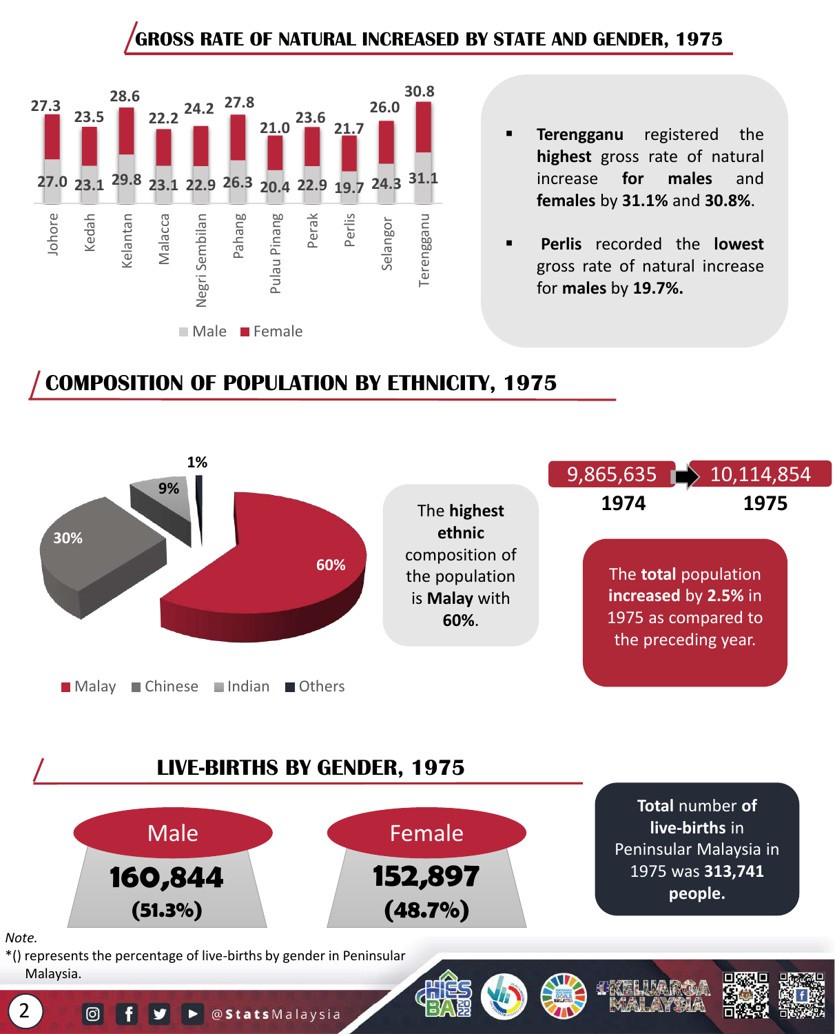## GROSS RATE OF NATURAL INCREASED BY STATE AND GENDER, 1975

| State | Male | Female |
|---|---|---|
| Johore | 27.0 | 27.3 |
| Kedah | 23.1 | 23.5 |
| Kelantan | 29.8 | 28.6 |
| Malacca | 23.1 | 22.2 |
| Negri Sembilan | 22.9 | 24.2 |
| Pahang | 26.3 | 27.8 |
| Pulau Pinang | 20.4 | 21.0 |
| Perak | 22.9 | 23.6 |
| Perlis | 19.7 | 21.7 |
| Selangor | 24.3 | 26.0 |
| Terengganu | 31.1 | 30.8 |

- **Terengganu** registered the **highest** gross rate of natural increase **for males** and **females** by **31.1%** and **30.8%**.
- **Perlis** recorded the **lowest** gross rate of natural increase for **males** by **19.7%.**

## COMPOSITION OF POPULATION BY ETHNICITY, 1975

| Ethnicity | Percentage |
|---|---|
| Malay | 60% |
| Chinese | 30% |
| Indian | 9% |
| Others | 1% |

The **highest ethnic** composition of the population is **Malay** with **60%**.

| 1974 | 1975 |
|---|---|
| 9,865,635 | 10,114,854 |

The **total** population **increased** by **2.5%** in 1975 as compared to the preceding year.

## LIVE-BIRTHS BY GENDER, 1975

| Male | Female |
|---|---|
| **160,844** **(51.3%)** | **152,897** **(48.7%)** |

**Total** number **of live-births** in Peninsular Malaysia in 1975 was **313,741 people.**

*Note.*
*() represents the percentage of live-births by gender in Peninsular Malaysia.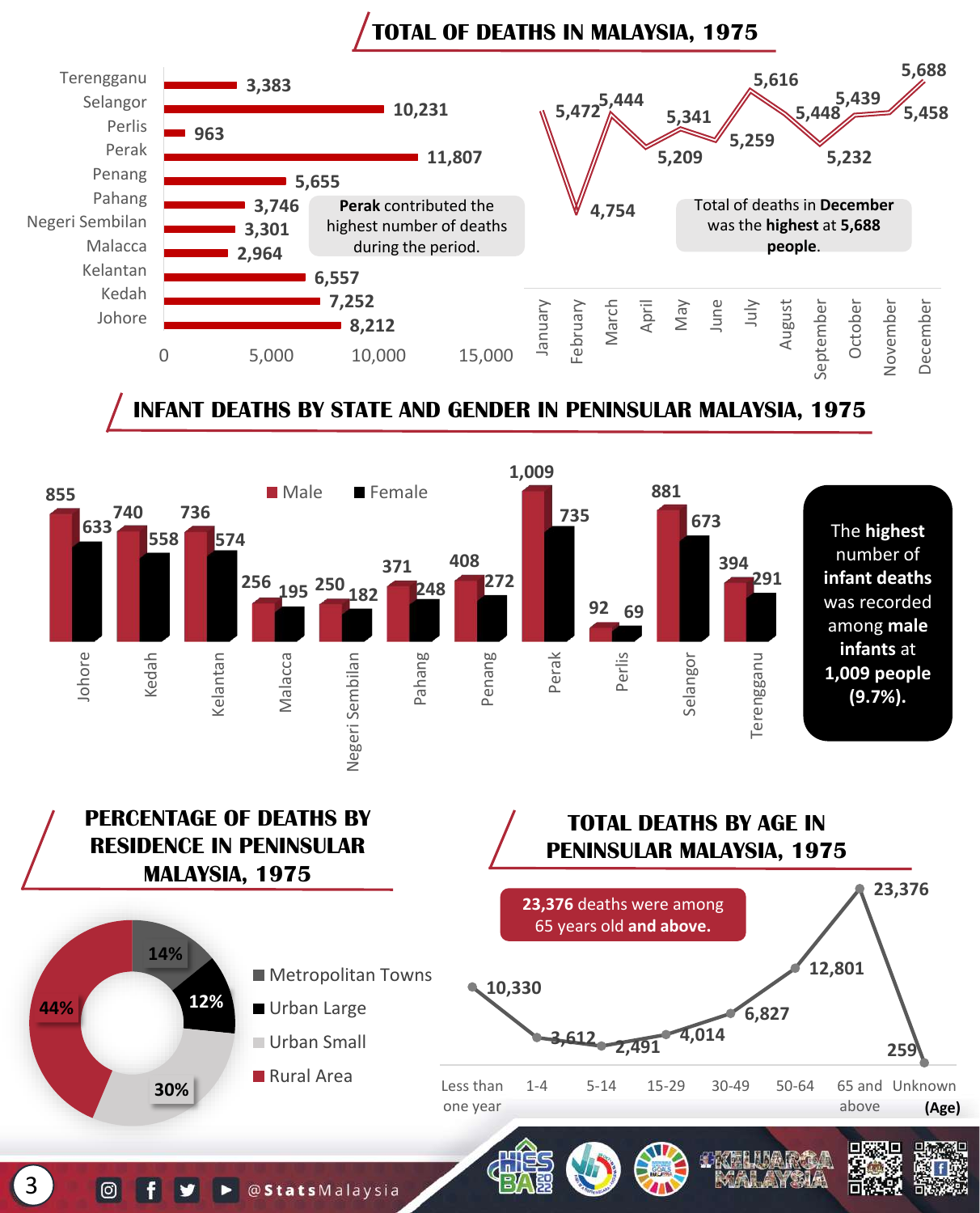## TOTAL OF DEATHS IN MALAYSIA, 1975

Terengganu
Selangor
Perlis
Perak
Penang
Pahang
Negeri Sembilan
Malacca
Kelantan
Kedah
Johore

3,383
10,231
963
11,807
5,655
3,746
3,301
2,964
6,557
7,252
8,212

0
5,000
10,000
15,000

**Perak** contributed the highest number of deaths during the period.

5,472
4,754
5,444
5,209
5,341
5,259
5,616
5,448
5,232
5,439
5,688
5,458

January
February
March
April
May
June
July
August
September
October
November
December

Total of deaths in **December** was the **highest** at **5,688 people**.

## INFANT DEATHS BY STATE AND GENDER IN PENINSULAR MALAYSIA, 1975

Male
Female

855
633
740
558
736
574
256
195
250
182
371
248
408
272
1,009
735
92
69
881
673
394
291

Johore
Kedah
Kelantan
Malacca
Negeri Sembilan
Pahang
Penang
Perak
Perlis
Selangor
Terengganu

The **highest** number of **infant deaths** was recorded among **male infants** at **1,009 people (9.7%).**

## PERCENTAGE OF DEATHS BY RESIDENCE IN PENINSULAR MALAYSIA, 1975

14%
12%
30%
44%

Metropolitan Towns
Urban Large
Urban Small
Rural Area

## TOTAL DEATHS BY AGE IN PENINSULAR MALAYSIA, 1975

**23,376** deaths were among 65 years old **and above.**

10,330
3,612
2,491
4,014
6,827
12,801
23,376
259

Less than one year
1-4
5-14
15-29
30-49
50-64
65 and above
Unknown
**(Age)**

@StatsMalaysia